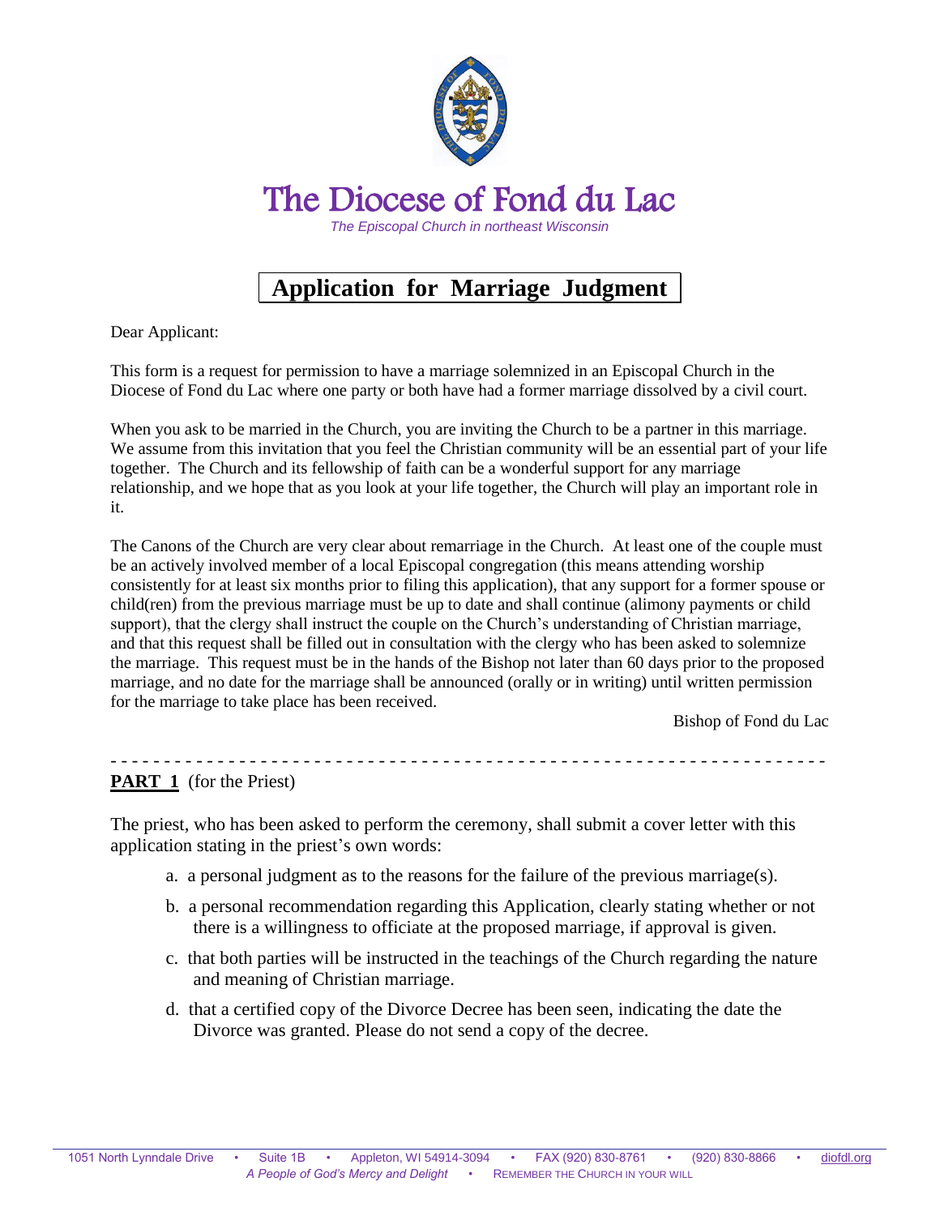# The Diocese of Fond du Lac

*The Episcopal Church in northeast Wisconsin*

## Application for Marriage Judgment

Dear Applicant:

This form is a request for permission to have a marriage solemnized in an Episcopal Church in the Diocese of Fond du Lac where one party or both have had a former marriage dissolved by a civil court.

When you ask to be married in the Church, you are inviting the Church to be a partner in this marriage. We assume from this invitation that you feel the Christian community will be an essential part of your life together. The Church and its fellowship of faith can be a wonderful support for any marriage relationship, and we hope that as you look at your life together, the Church will play an important role in it.

The Canons of the Church are very clear about remarriage in the Church. At least one of the couple must be an actively involved member of a local Episcopal congregation (this means attending worship consistently for at least six months prior to filing this application), that any support for a former spouse or child(ren) from the previous marriage must be up to date and shall continue (alimony payments or child support), that the clergy shall instruct the couple on the Church's understanding of Christian marriage, and that this request shall be filled out in consultation with the clergy who has been asked to solemnize the marriage. This request must be in the hands of the Bishop not later than 60 days prior to the proposed marriage, and no date for the marriage shall be announced (orally or in writing) until written permission for the marriage to take place has been received.

Bishop of Fond du Lac

---

**PART 1** (for the Priest)

The priest, who has been asked to perform the ceremony, shall submit a cover letter with this application stating in the priest's own words:

a. a personal judgment as to the reasons for the failure of the previous marriage(s).

b. a personal recommendation regarding this Application, clearly stating whether or not there is a willingness to officiate at the proposed marriage, if approval is given.

c. that both parties will be instructed in the teachings of the Church regarding the nature and meaning of Christian marriage.

d. that a certified copy of the Divorce Decree has been seen, indicating the date the Divorce was granted. Please do not send a copy of the decree.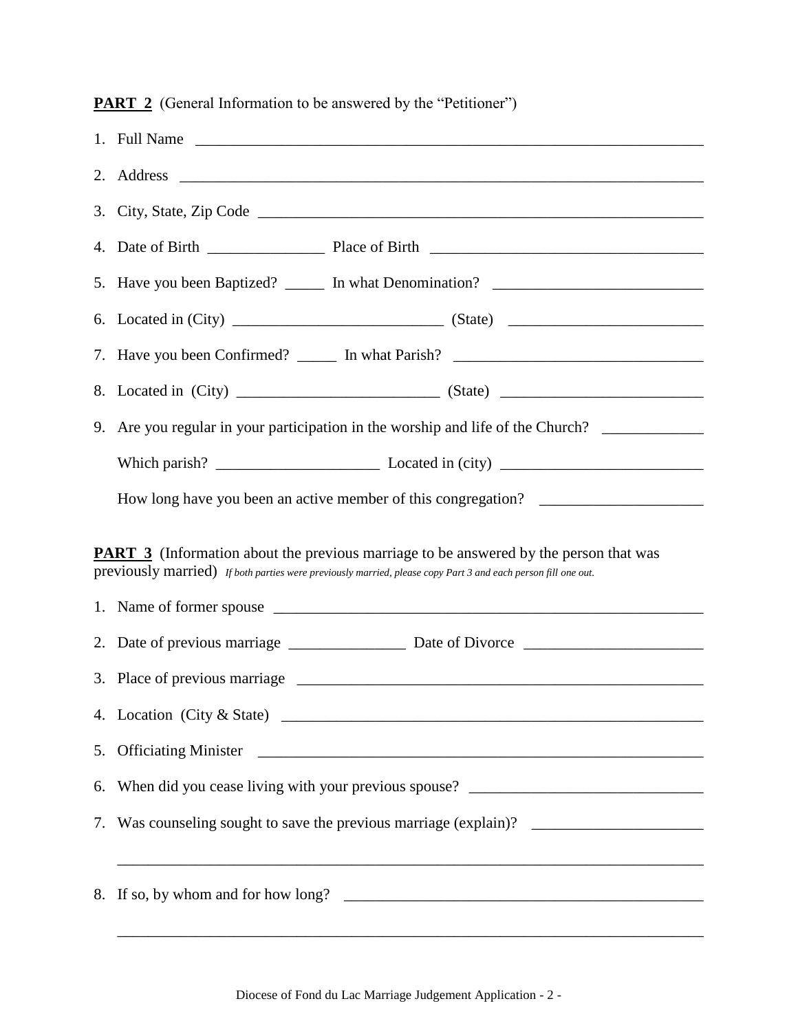**PART 2** (General Information to be answered by the "Petitioner")

1. Full Name ____________________________________________________________________
2. Address ______________________________________________________________________
3. City, State, Zip Code __________________________________________________________
4. Date of Birth _______________ Place of Birth ___________________________________
5. Have you been Baptized? _____ In what Denomination? __________________________
6. Located in (City) __________________________ (State) ________________________
7. Have you been Confirmed? _____ In what Parish? _______________________________
8. Located in (City) _________________________ (State) _________________________
9. Are you regular in your participation in the worship and life of the Church? ____________

   Which parish? ____________________ Located in (city) _________________________

   How long have you been an active member of this congregation? ____________________

**PART 3** (Information about the previous marriage to be answered by the person that was previously married) *If both parties were previously married, please copy Part 3 and each person fill one out.*

1. Name of former spouse ________________________________________________________
2. Date of previous marriage _______________ Date of Divorce ______________________
3. Place of previous marriage ____________________________________________________
4. Location (City & State) ______________________________________________________
5. Officiating Minister _________________________________________________________
6. When did you cease living with your previous spouse? _____________________________
7. Was counseling sought to save the previous marriage (explain)? _____________________

   ________________________________________________________________________________
8. If so, by whom and for how long? ______________________________________________

   ________________________________________________________________________________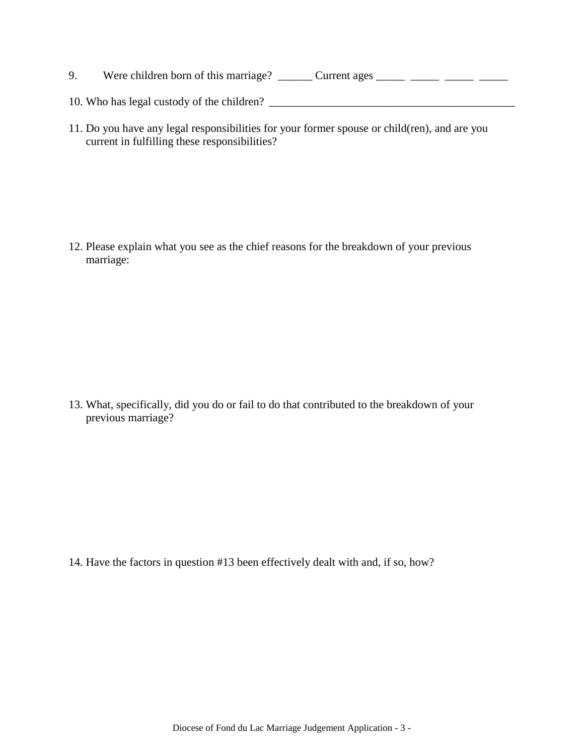9. Were children born of this marriage? ______ Current ages _____ _____ _____ _____

10. Who has legal custody of the children? _____________________________________________

11. Do you have any legal responsibilities for your former spouse or child(ren), and are you current in fulfilling these responsibilities?

12. Please explain what you see as the chief reasons for the breakdown of your previous marriage:

13. What, specifically, did you do or fail to do that contributed to the breakdown of your previous marriage?

14. Have the factors in question #13 been effectively dealt with and, if so, how?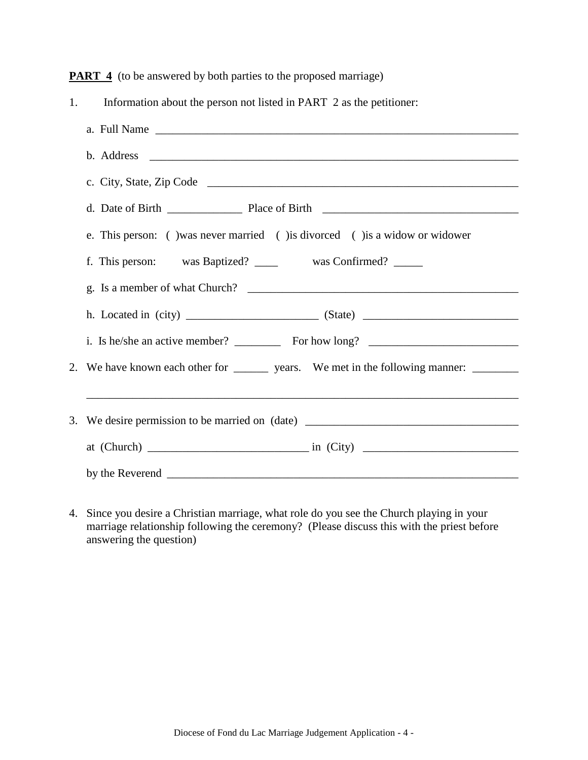**PART 4** (to be answered by both parties to the proposed marriage)

1. Information about the person not listed in PART 2 as the petitioner:

   a. Full Name ________________________________________________________________

   b. Address ________________________________________________________________

   c. City, State, Zip Code ________________________________________________________

   d. Date of Birth _____________ Place of Birth _________________________________

   e. This person: ( )was never married ( )is divorced ( )is a widow or widower

   f. This person: was Baptized? ____ was Confirmed? _____

   g. Is a member of what Church? ______________________________________________

   h. Located in (city) _______________________ (State) ___________________________

   i. Is he/she an active member? ________ For how long? __________________________

2. We have known each other for ______ years. We met in the following manner: ________

   ___________________________________________________________________________

3. We desire permission to be married on (date) ____________________________________

   at (Church) ____________________________ in (City) ___________________________

   by the Reverend ______________________________________________________________

4. Since you desire a Christian marriage, what role do you see the Church playing in your marriage relationship following the ceremony? (Please discuss this with the priest before answering the question)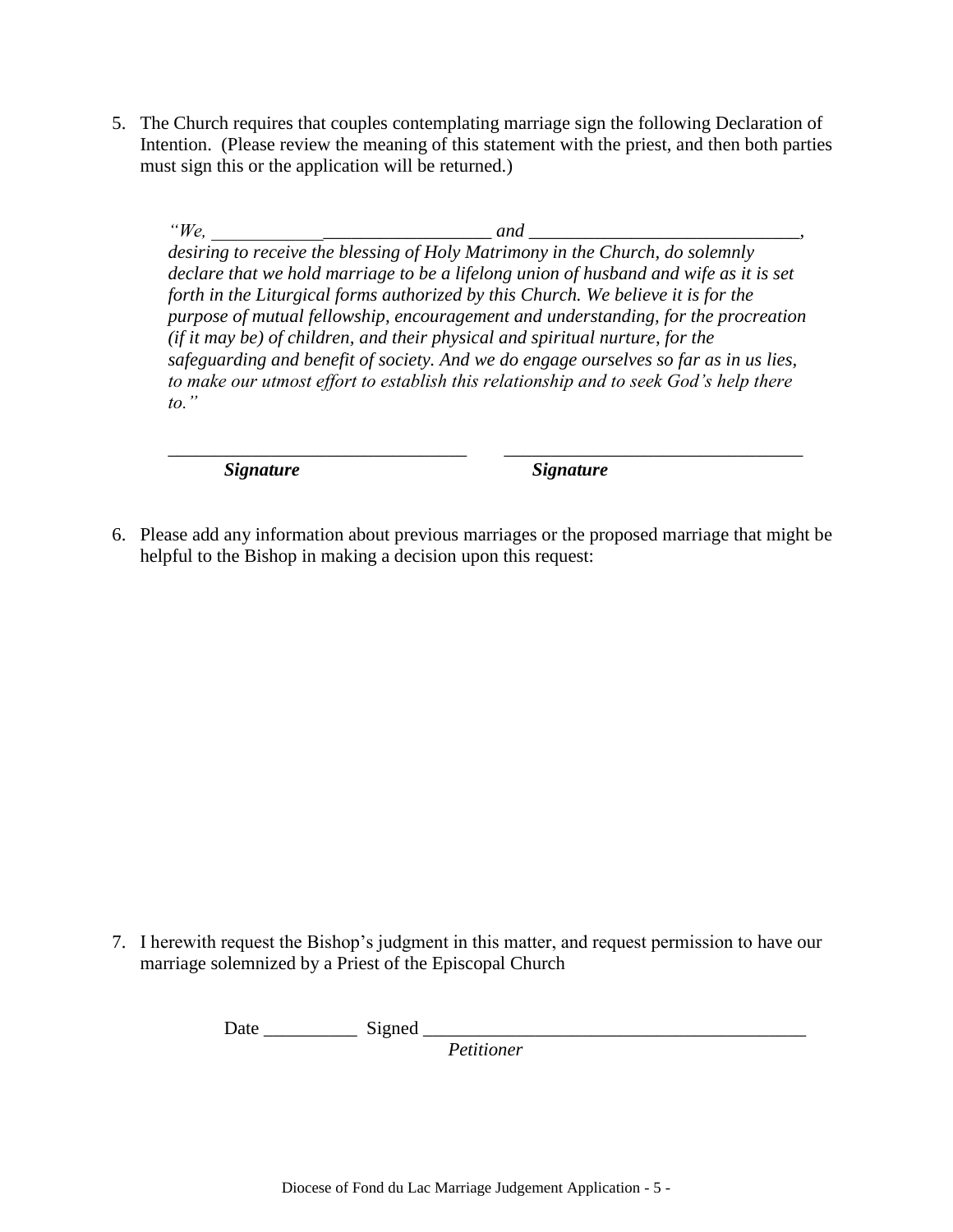5. The Church requires that couples contemplating marriage sign the following Declaration of Intention. (Please review the meaning of this statement with the priest, and then both parties must sign this or the application will be returned.)

   *"We, ______________________________ and _____________________________, desiring to receive the blessing of Holy Matrimony in the Church, do solemnly declare that we hold marriage to be a lifelong union of husband and wife as it is set forth in the Liturgical forms authorized by this Church. We believe it is for the purpose of mutual fellowship, encouragement and understanding, for the procreation (if it may be) of children, and their physical and spiritual nurture, for the safeguarding and benefit of society. And we do engage ourselves so far as in us lies, to make our utmost effort to establish this relationship and to seek God's help there to."*

   _______________________________ &nbsp;&nbsp;&nbsp;&nbsp; _________________________________

   ***Signature*** &nbsp;&nbsp;&nbsp;&nbsp;&nbsp;&nbsp;&nbsp;&nbsp;&nbsp;&nbsp;&nbsp;&nbsp;&nbsp;&nbsp;&nbsp;&nbsp;&nbsp;&nbsp;&nbsp;&nbsp; ***Signature***

6. Please add any information about previous marriages or the proposed marriage that might be helpful to the Bishop in making a decision upon this request:

7. I herewith request the Bishop's judgment in this matter, and request permission to have our marriage solemnized by a Priest of the Episcopal Church

   Date __________ Signed ________________________________________

   *Petitioner*